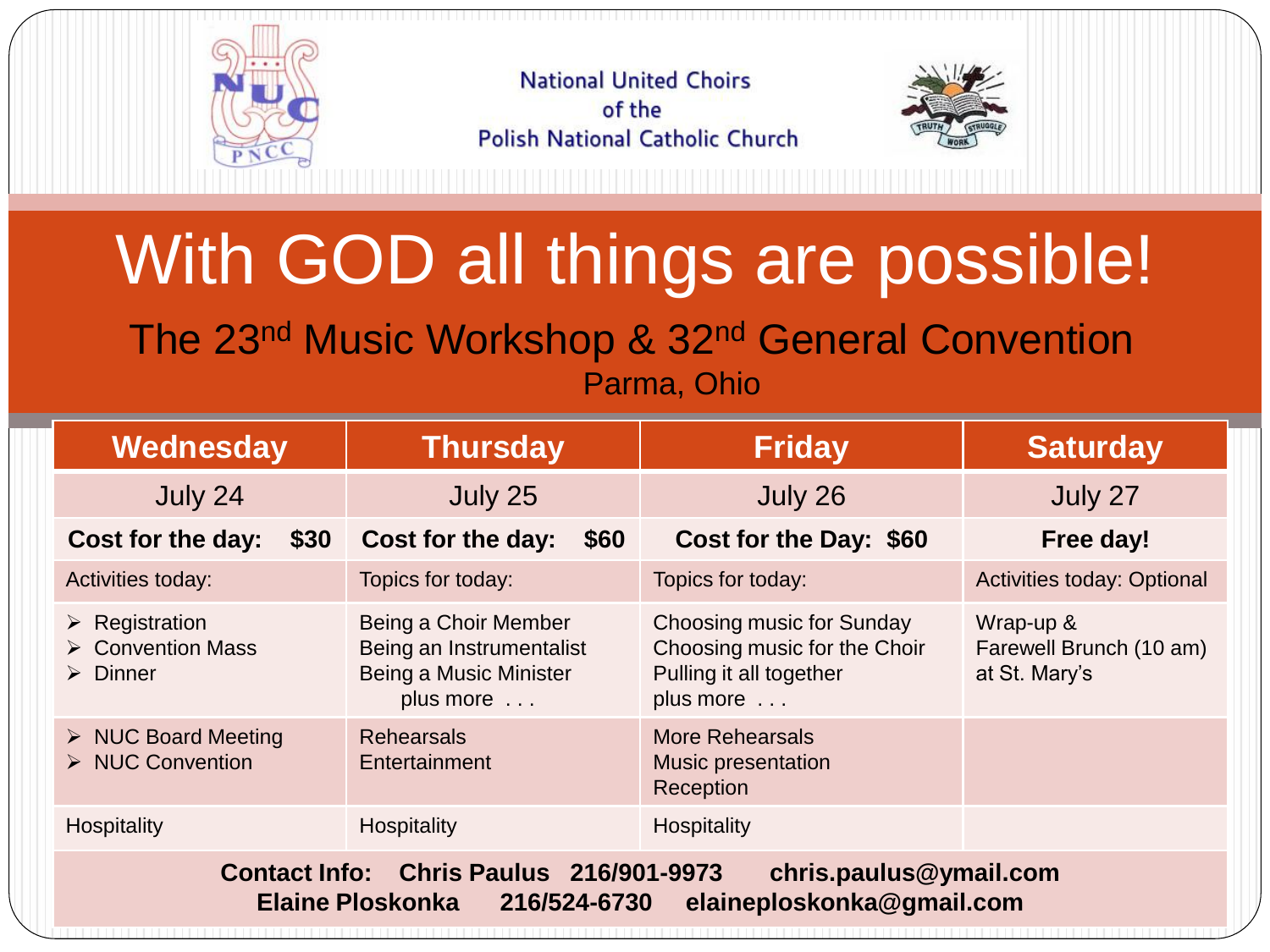National United Choirs
of the
Polish National Catholic Church

# With GOD all things are possible!

## The 23nd Music Workshop & 32nd General Convention
Parma, Ohio

| Wednesday | Thursday | Friday | Saturday |
|---|---|---|---|
| July 24 | July 25 | July 26 | July 27 |
| **Cost for the day: $30** | **Cost for the day: $60** | **Cost for the Day: $60** | **Free day!** |
| Activities today: | Topics for today: | Topics for today: | Activities today: Optional |
| ➢ Registration<br>➢ Convention Mass<br>➢ Dinner | Being a Choir Member<br>Being an Instrumentalist<br>Being a Music Minister<br>plus more . . . | Choosing music for Sunday<br>Choosing music for the Choir<br>Pulling it all together<br>plus more . . . | Wrap-up &<br>Farewell Brunch (10 am)<br>at St. Mary's |
| ➢ NUC Board Meeting<br>➢ NUC Convention | Rehearsals<br>Entertainment | More Rehearsals<br>Music presentation<br>Reception | |
| Hospitality | Hospitality | Hospitality | |

**Contact Info: Chris Paulus 216/901-9973 chris.paulus@ymail.com**
**Elaine Ploskonka 216/524-6730 elaineploskonka@gmail.com**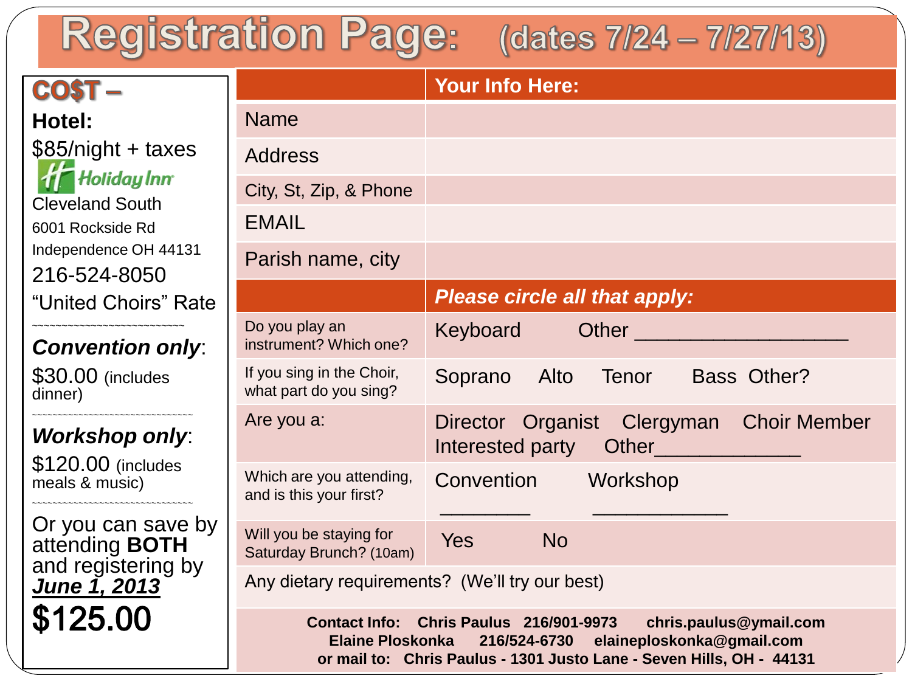# Registration Page: (dates 7/24 – 7/27/13)

## CO$T –

**Hotel:**

$85/night + taxes

Holiday Inn

Cleveland South

6001 Rockside Rd

Independence OH 44131

216-524-8050

“United Choirs” Rate

~~~~~~~~~~~~~~~~~~~~~~~~~~~

***Convention only***:

$30.00 (includes dinner)

~~~~~~~~~~~~~~~~~~~~~~~~~~~~~~~~

***Workshop only***:

$120.00 (includes meals & music)

~~~~~~~~~~~~~~~~~~~~~~~~~~~~~~~~

Or you can save by attending **BOTH** and registering by ***June 1, 2013***

# $125.00

| | **Your Info Here:** |
|---|---|
| Name | |
| Address | |
| City, St, Zip, & Phone | |
| EMAIL | |
| Parish name, city | |
| | ***Please circle all that apply:*** |
| Do you play an instrument? Which one? | Keyboard Other ___________________ |
| If you sing in the Choir, what part do you sing? | Soprano Alto Tenor Bass Other? |
| Are you a: | Director Organist Clergyman Choir Member Interested party Other_____________ |
| Which are you attending, and is this your first? | Convention ________ Workshop ____________ |
| Will you be staying for Saturday Brunch? (10am) | Yes No |
| Any dietary requirements? (We'll try our best) | |

**Contact Info: Chris Paulus 216/901-9973 chris.paulus@ymail.com**
**Elaine Ploskonka 216/524-6730 elaineploskonka@gmail.com**
**or mail to: Chris Paulus - 1301 Justo Lane - Seven Hills, OH - 44131**